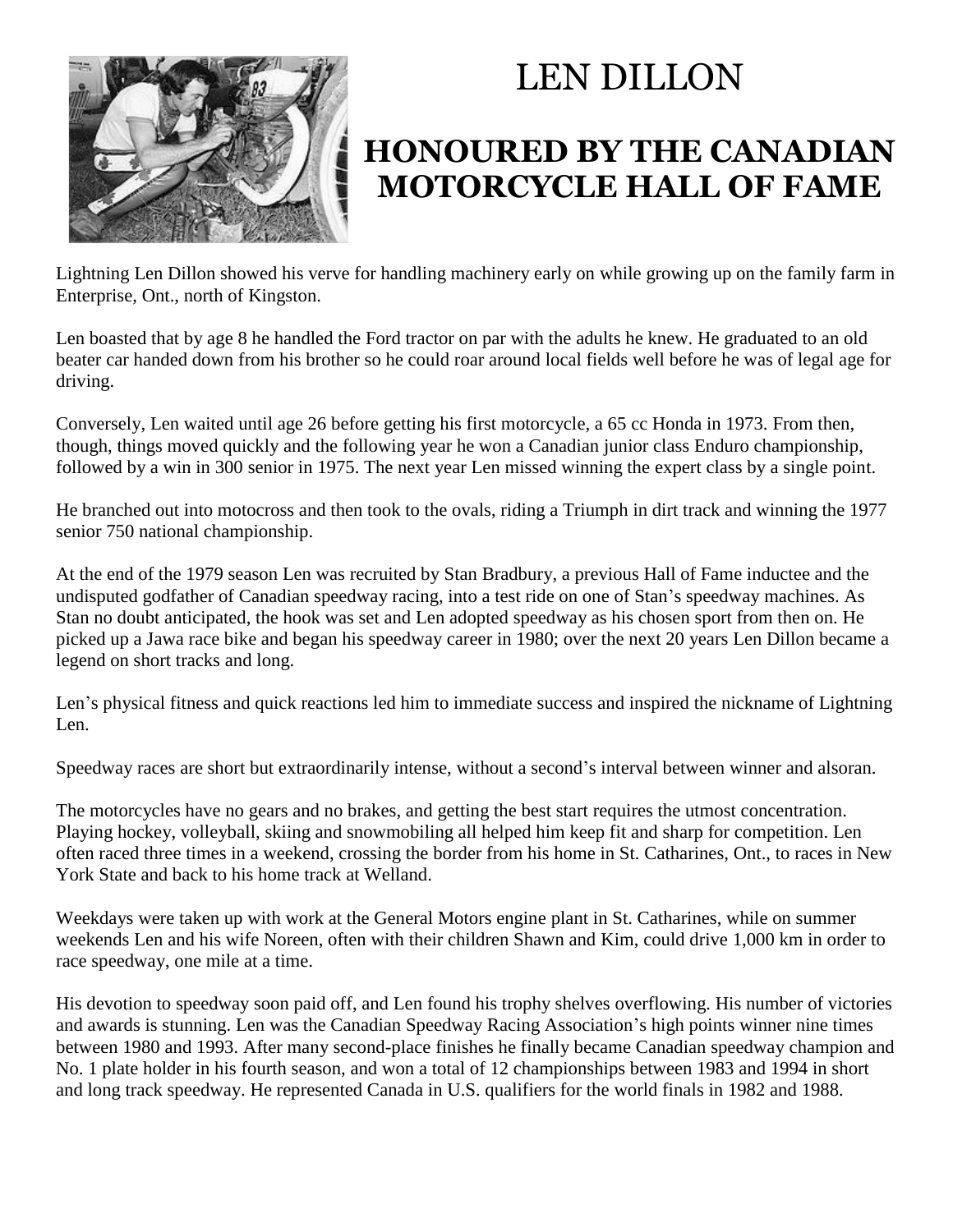# LEN DILLON

## HONOURED BY THE CANADIAN MOTORCYCLE HALL OF FAME

Lightning Len Dillon showed his verve for handling machinery early on while growing up on the family farm in Enterprise, Ont., north of Kingston.

Len boasted that by age 8 he handled the Ford tractor on par with the adults he knew. He graduated to an old beater car handed down from his brother so he could roar around local fields well before he was of legal age for driving.

Conversely, Len waited until age 26 before getting his first motorcycle, a 65 cc Honda in 1973. From then, though, things moved quickly and the following year he won a Canadian junior class Enduro championship, followed by a win in 300 senior in 1975. The next year Len missed winning the expert class by a single point.

He branched out into motocross and then took to the ovals, riding a Triumph in dirt track and winning the 1977 senior 750 national championship.

At the end of the 1979 season Len was recruited by Stan Bradbury, a previous Hall of Fame inductee and the undisputed godfather of Canadian speedway racing, into a test ride on one of Stan's speedway machines. As Stan no doubt anticipated, the hook was set and Len adopted speedway as his chosen sport from then on. He picked up a Jawa race bike and began his speedway career in 1980; over the next 20 years Len Dillon became a legend on short tracks and long.

Len's physical fitness and quick reactions led him to immediate success and inspired the nickname of Lightning Len.

Speedway races are short but extraordinarily intense, without a second's interval between winner and alsoran.

The motorcycles have no gears and no brakes, and getting the best start requires the utmost concentration. Playing hockey, volleyball, skiing and snowmobiling all helped him keep fit and sharp for competition. Len often raced three times in a weekend, crossing the border from his home in St. Catharines, Ont., to races in New York State and back to his home track at Welland.

Weekdays were taken up with work at the General Motors engine plant in St. Catharines, while on summer weekends Len and his wife Noreen, often with their children Shawn and Kim, could drive 1,000 km in order to race speedway, one mile at a time.

His devotion to speedway soon paid off, and Len found his trophy shelves overflowing. His number of victories and awards is stunning. Len was the Canadian Speedway Racing Association's high points winner nine times between 1980 and 1993. After many second-place finishes he finally became Canadian speedway champion and No. 1 plate holder in his fourth season, and won a total of 12 championships between 1983 and 1994 in short and long track speedway. He represented Canada in U.S. qualifiers for the world finals in 1982 and 1988.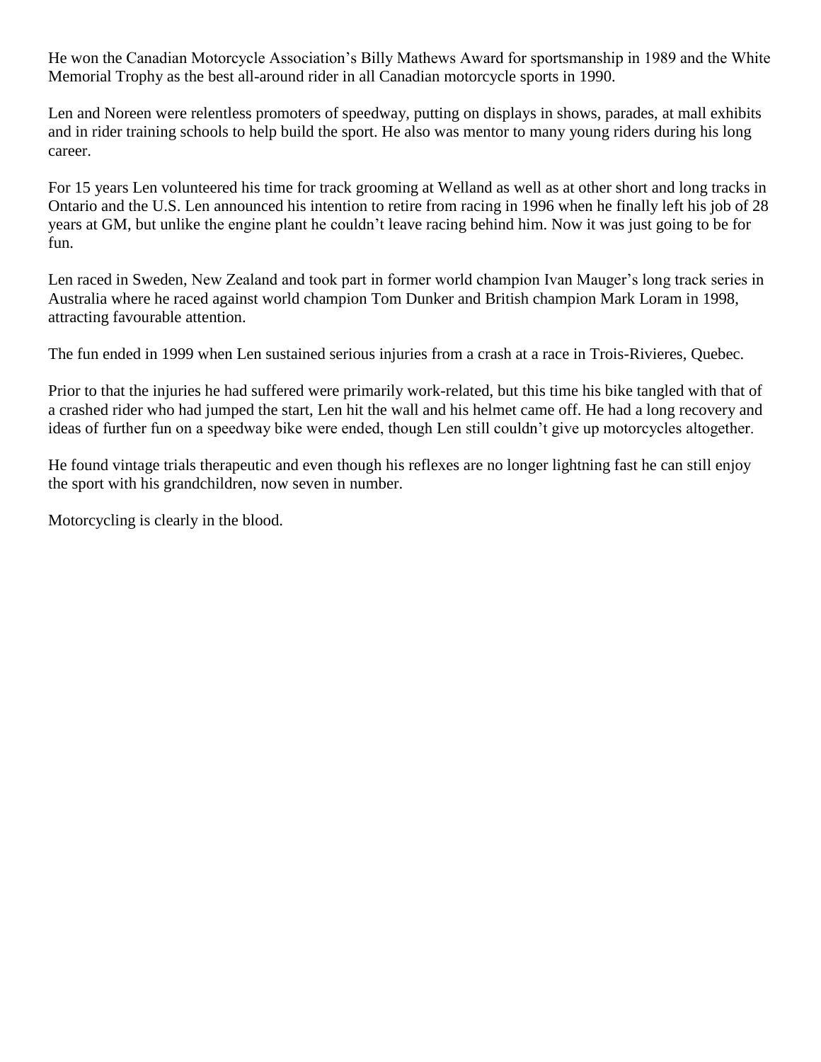He won the Canadian Motorcycle Association's Billy Mathews Award for sportsmanship in 1989 and the White Memorial Trophy as the best all-around rider in all Canadian motorcycle sports in 1990.

Len and Noreen were relentless promoters of speedway, putting on displays in shows, parades, at mall exhibits and in rider training schools to help build the sport. He also was mentor to many young riders during his long career.

For 15 years Len volunteered his time for track grooming at Welland as well as at other short and long tracks in Ontario and the U.S. Len announced his intention to retire from racing in 1996 when he finally left his job of 28 years at GM, but unlike the engine plant he couldn't leave racing behind him. Now it was just going to be for fun.

Len raced in Sweden, New Zealand and took part in former world champion Ivan Mauger's long track series in Australia where he raced against world champion Tom Dunker and British champion Mark Loram in 1998, attracting favourable attention.

The fun ended in 1999 when Len sustained serious injuries from a crash at a race in Trois-Rivieres, Quebec.

Prior to that the injuries he had suffered were primarily work-related, but this time his bike tangled with that of a crashed rider who had jumped the start, Len hit the wall and his helmet came off. He had a long recovery and ideas of further fun on a speedway bike were ended, though Len still couldn't give up motorcycles altogether.

He found vintage trials therapeutic and even though his reflexes are no longer lightning fast he can still enjoy the sport with his grandchildren, now seven in number.

Motorcycling is clearly in the blood.